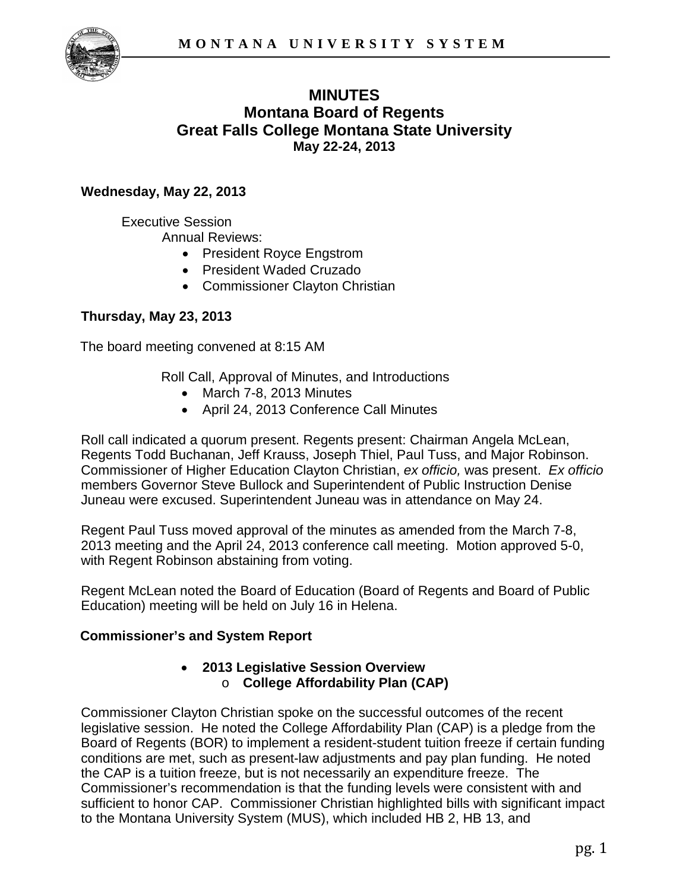# MINUTES
## Montana Board of Regents
## Great Falls College Montana State University
### May 22-24, 2013

**Wednesday, May 22, 2013**

Executive Session
Annual Reviews:

- President Royce Engstrom
- President Waded Cruzado
- Commissioner Clayton Christian

**Thursday, May 23, 2013**

The board meeting convened at 8:15 AM

Roll Call, Approval of Minutes, and Introductions

- March 7-8, 2013 Minutes
- April 24, 2013 Conference Call Minutes

Roll call indicated a quorum present. Regents present: Chairman Angela McLean, Regents Todd Buchanan, Jeff Krauss, Joseph Thiel, Paul Tuss, and Major Robinson. Commissioner of Higher Education Clayton Christian, *ex officio,* was present. *Ex officio* members Governor Steve Bullock and Superintendent of Public Instruction Denise Juneau were excused. Superintendent Juneau was in attendance on May 24.

Regent Paul Tuss moved approval of the minutes as amended from the March 7-8, 2013 meeting and the April 24, 2013 conference call meeting. Motion approved 5-0, with Regent Robinson abstaining from voting.

Regent McLean noted the Board of Education (Board of Regents and Board of Public Education) meeting will be held on July 16 in Helena.

**Commissioner's and System Report**

- **2013 Legislative Session Overview**
  - **College Affordability Plan (CAP)**

Commissioner Clayton Christian spoke on the successful outcomes of the recent legislative session. He noted the College Affordability Plan (CAP) is a pledge from the Board of Regents (BOR) to implement a resident-student tuition freeze if certain funding conditions are met, such as present-law adjustments and pay plan funding. He noted the CAP is a tuition freeze, but is not necessarily an expenditure freeze. The Commissioner's recommendation is that the funding levels were consistent with and sufficient to honor CAP. Commissioner Christian highlighted bills with significant impact to the Montana University System (MUS), which included HB 2, HB 13, and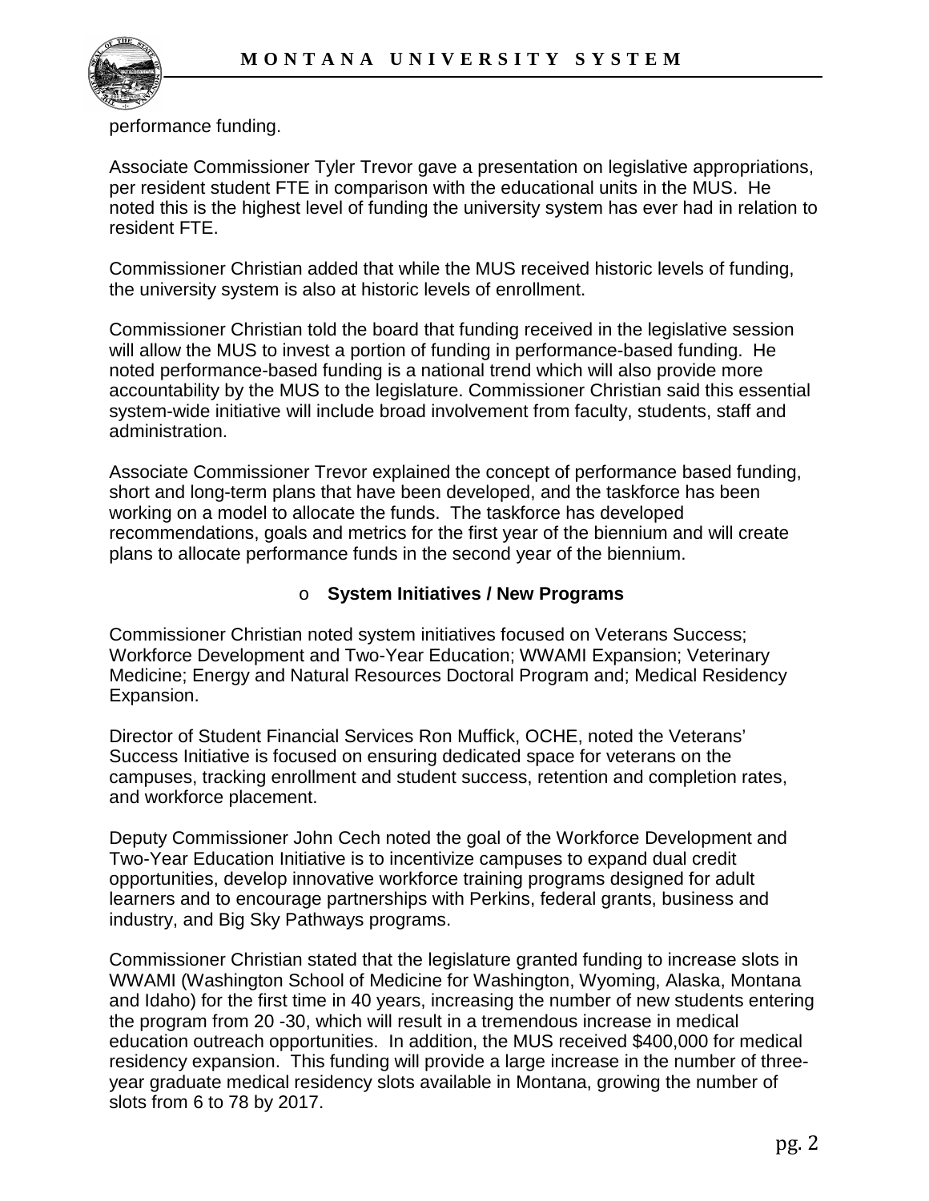performance funding.

Associate Commissioner Tyler Trevor gave a presentation on legislative appropriations, per resident student FTE in comparison with the educational units in the MUS. He noted this is the highest level of funding the university system has ever had in relation to resident FTE.

Commissioner Christian added that while the MUS received historic levels of funding, the university system is also at historic levels of enrollment.

Commissioner Christian told the board that funding received in the legislative session will allow the MUS to invest a portion of funding in performance-based funding. He noted performance-based funding is a national trend which will also provide more accountability by the MUS to the legislature. Commissioner Christian said this essential system-wide initiative will include broad involvement from faculty, students, staff and administration.

Associate Commissioner Trevor explained the concept of performance based funding, short and long-term plans that have been developed, and the taskforce has been working on a model to allocate the funds. The taskforce has developed recommendations, goals and metrics for the first year of the biennium and will create plans to allocate performance funds in the second year of the biennium.

- **System Initiatives / New Programs**

Commissioner Christian noted system initiatives focused on Veterans Success; Workforce Development and Two-Year Education; WWAMI Expansion; Veterinary Medicine; Energy and Natural Resources Doctoral Program and; Medical Residency Expansion.

Director of Student Financial Services Ron Muffick, OCHE, noted the Veterans' Success Initiative is focused on ensuring dedicated space for veterans on the campuses, tracking enrollment and student success, retention and completion rates, and workforce placement.

Deputy Commissioner John Cech noted the goal of the Workforce Development and Two-Year Education Initiative is to incentivize campuses to expand dual credit opportunities, develop innovative workforce training programs designed for adult learners and to encourage partnerships with Perkins, federal grants, business and industry, and Big Sky Pathways programs.

Commissioner Christian stated that the legislature granted funding to increase slots in WWAMI (Washington School of Medicine for Washington, Wyoming, Alaska, Montana and Idaho) for the first time in 40 years, increasing the number of new students entering the program from 20 -30, which will result in a tremendous increase in medical education outreach opportunities. In addition, the MUS received $400,000 for medical residency expansion. This funding will provide a large increase in the number of three-year graduate medical residency slots available in Montana, growing the number of slots from 6 to 78 by 2017.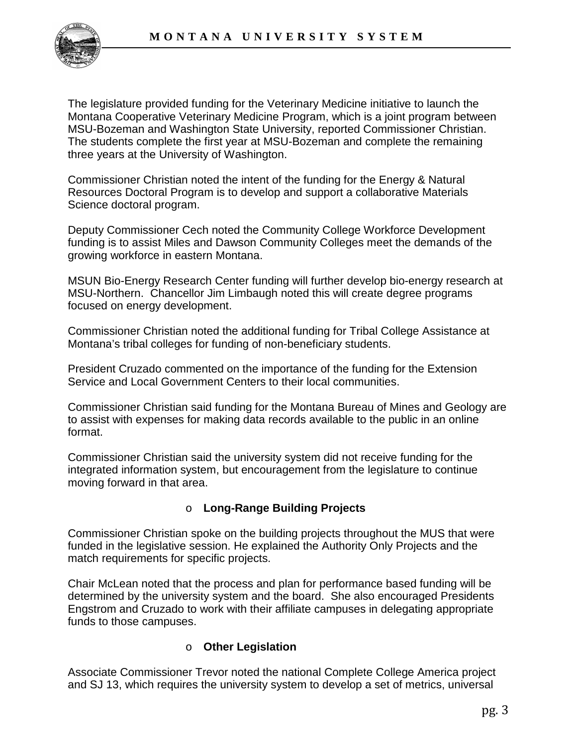The legislature provided funding for the Veterinary Medicine initiative to launch the Montana Cooperative Veterinary Medicine Program, which is a joint program between MSU-Bozeman and Washington State University, reported Commissioner Christian. The students complete the first year at MSU-Bozeman and complete the remaining three years at the University of Washington.

Commissioner Christian noted the intent of the funding for the Energy & Natural Resources Doctoral Program is to develop and support a collaborative Materials Science doctoral program.

Deputy Commissioner Cech noted the Community College Workforce Development funding is to assist Miles and Dawson Community Colleges meet the demands of the growing workforce in eastern Montana.

MSUN Bio-Energy Research Center funding will further develop bio-energy research at MSU-Northern. Chancellor Jim Limbaugh noted this will create degree programs focused on energy development.

Commissioner Christian noted the additional funding for Tribal College Assistance at Montana's tribal colleges for funding of non-beneficiary students.

President Cruzado commented on the importance of the funding for the Extension Service and Local Government Centers to their local communities.

Commissioner Christian said funding for the Montana Bureau of Mines and Geology are to assist with expenses for making data records available to the public in an online format.

Commissioner Christian said the university system did not receive funding for the integrated information system, but encouragement from the legislature to continue moving forward in that area.

- **Long-Range Building Projects**

Commissioner Christian spoke on the building projects throughout the MUS that were funded in the legislative session. He explained the Authority Only Projects and the match requirements for specific projects.

Chair McLean noted that the process and plan for performance based funding will be determined by the university system and the board. She also encouraged Presidents Engstrom and Cruzado to work with their affiliate campuses in delegating appropriate funds to those campuses.

- **Other Legislation**

Associate Commissioner Trevor noted the national Complete College America project and SJ 13, which requires the university system to develop a set of metrics, universal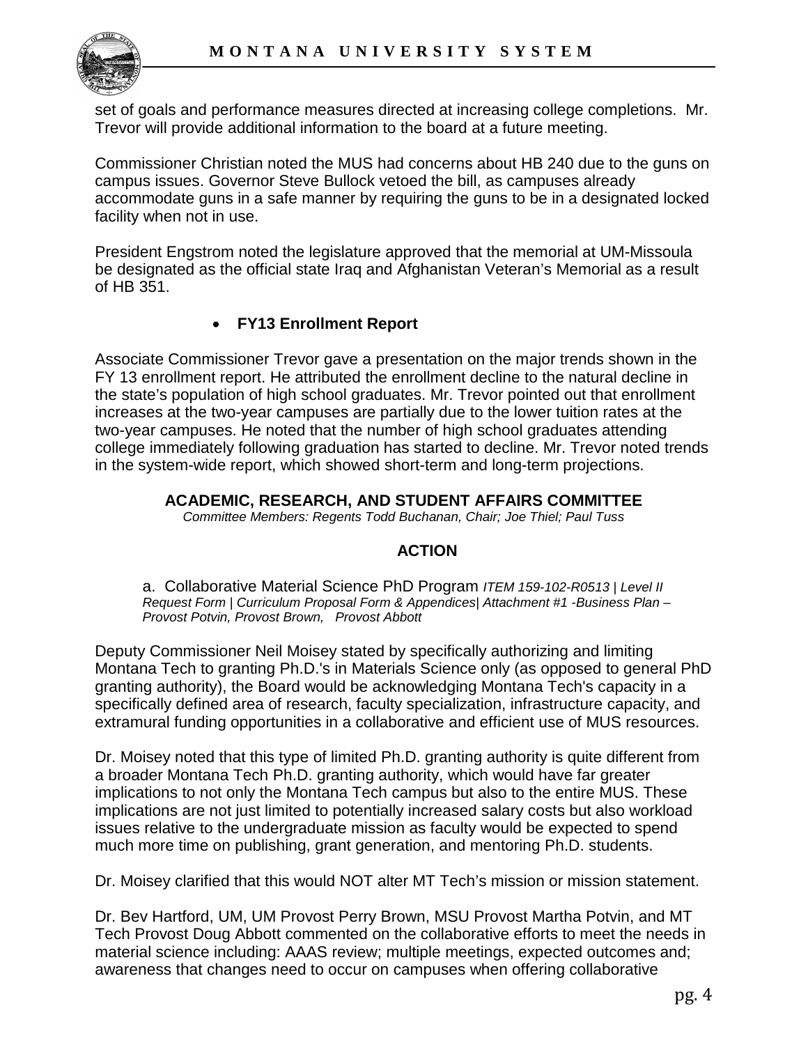set of goals and performance measures directed at increasing college completions. Mr. Trevor will provide additional information to the board at a future meeting.

Commissioner Christian noted the MUS had concerns about HB 240 due to the guns on campus issues. Governor Steve Bullock vetoed the bill, as campuses already accommodate guns in a safe manner by requiring the guns to be in a designated locked facility when not in use.

President Engstrom noted the legislature approved that the memorial at UM-Missoula be designated as the official state Iraq and Afghanistan Veteran's Memorial as a result of HB 351.

- **FY13 Enrollment Report**

Associate Commissioner Trevor gave a presentation on the major trends shown in the FY 13 enrollment report. He attributed the enrollment decline to the natural decline in the state's population of high school graduates. Mr. Trevor pointed out that enrollment increases at the two-year campuses are partially due to the lower tuition rates at the two-year campuses. He noted that the number of high school graduates attending college immediately following graduation has started to decline. Mr. Trevor noted trends in the system-wide report, which showed short-term and long-term projections.

## ACADEMIC, RESEARCH, AND STUDENT AFFAIRS COMMITTEE

*Committee Members: Regents Todd Buchanan, Chair; Joe Thiel; Paul Tuss*

### ACTION

a. Collaborative Material Science PhD Program *ITEM 159-102-R0513 | Level II Request Form | Curriculum Proposal Form & Appendices| Attachment #1 -Business Plan – Provost Potvin, Provost Brown, Provost Abbott*

Deputy Commissioner Neil Moisey stated by specifically authorizing and limiting Montana Tech to granting Ph.D.'s in Materials Science only (as opposed to general PhD granting authority), the Board would be acknowledging Montana Tech's capacity in a specifically defined area of research, faculty specialization, infrastructure capacity, and extramural funding opportunities in a collaborative and efficient use of MUS resources.

Dr. Moisey noted that this type of limited Ph.D. granting authority is quite different from a broader Montana Tech Ph.D. granting authority, which would have far greater implications to not only the Montana Tech campus but also to the entire MUS. These implications are not just limited to potentially increased salary costs but also workload issues relative to the undergraduate mission as faculty would be expected to spend much more time on publishing, grant generation, and mentoring Ph.D. students.

Dr. Moisey clarified that this would NOT alter MT Tech's mission or mission statement.

Dr. Bev Hartford, UM, UM Provost Perry Brown, MSU Provost Martha Potvin, and MT Tech Provost Doug Abbott commented on the collaborative efforts to meet the needs in material science including: AAAS review; multiple meetings, expected outcomes and; awareness that changes need to occur on campuses when offering collaborative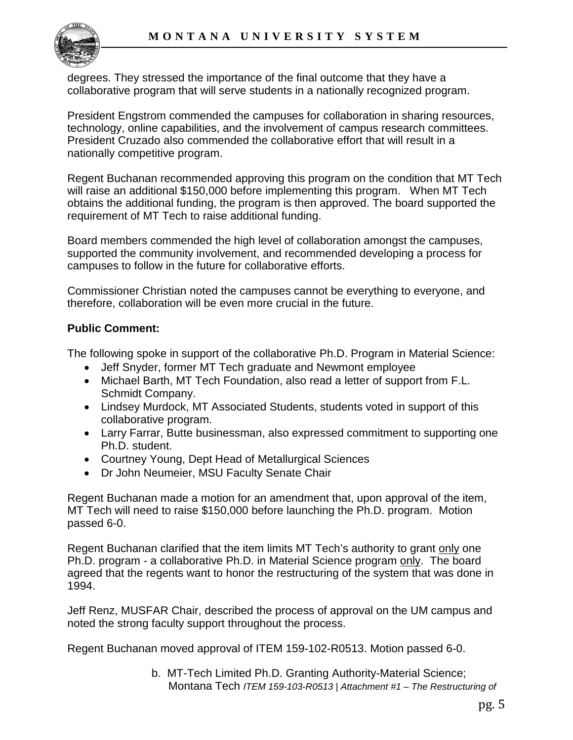degrees. They stressed the importance of the final outcome that they have a collaborative program that will serve students in a nationally recognized program.

President Engstrom commended the campuses for collaboration in sharing resources, technology, online capabilities, and the involvement of campus research committees. President Cruzado also commended the collaborative effort that will result in a nationally competitive program.

Regent Buchanan recommended approving this program on the condition that MT Tech will raise an additional $150,000 before implementing this program. When MT Tech obtains the additional funding, the program is then approved. The board supported the requirement of MT Tech to raise additional funding.

Board members commended the high level of collaboration amongst the campuses, supported the community involvement, and recommended developing a process for campuses to follow in the future for collaborative efforts.

Commissioner Christian noted the campuses cannot be everything to everyone, and therefore, collaboration will be even more crucial in the future.

**Public Comment:**

The following spoke in support of the collaborative Ph.D. Program in Material Science:

- Jeff Snyder, former MT Tech graduate and Newmont employee
- Michael Barth, MT Tech Foundation, also read a letter of support from F.L. Schmidt Company.
- Lindsey Murdock, MT Associated Students, students voted in support of this collaborative program.
- Larry Farrar, Butte businessman, also expressed commitment to supporting one Ph.D. student.
- Courtney Young, Dept Head of Metallurgical Sciences
- Dr John Neumeier, MSU Faculty Senate Chair

Regent Buchanan made a motion for an amendment that, upon approval of the item, MT Tech will need to raise $150,000 before launching the Ph.D. program. Motion passed 6-0.

Regent Buchanan clarified that the item limits MT Tech's authority to grant only one Ph.D. program - a collaborative Ph.D. in Material Science program only. The board agreed that the regents want to honor the restructuring of the system that was done in 1994.

Jeff Renz, MUSFAR Chair, described the process of approval on the UM campus and noted the strong faculty support throughout the process.

Regent Buchanan moved approval of ITEM 159-102-R0513. Motion passed 6-0.

b. MT-Tech Limited Ph.D. Granting Authority-Material Science; Montana Tech *ITEM 159-103-R0513 | Attachment #1 – The Restructuring of*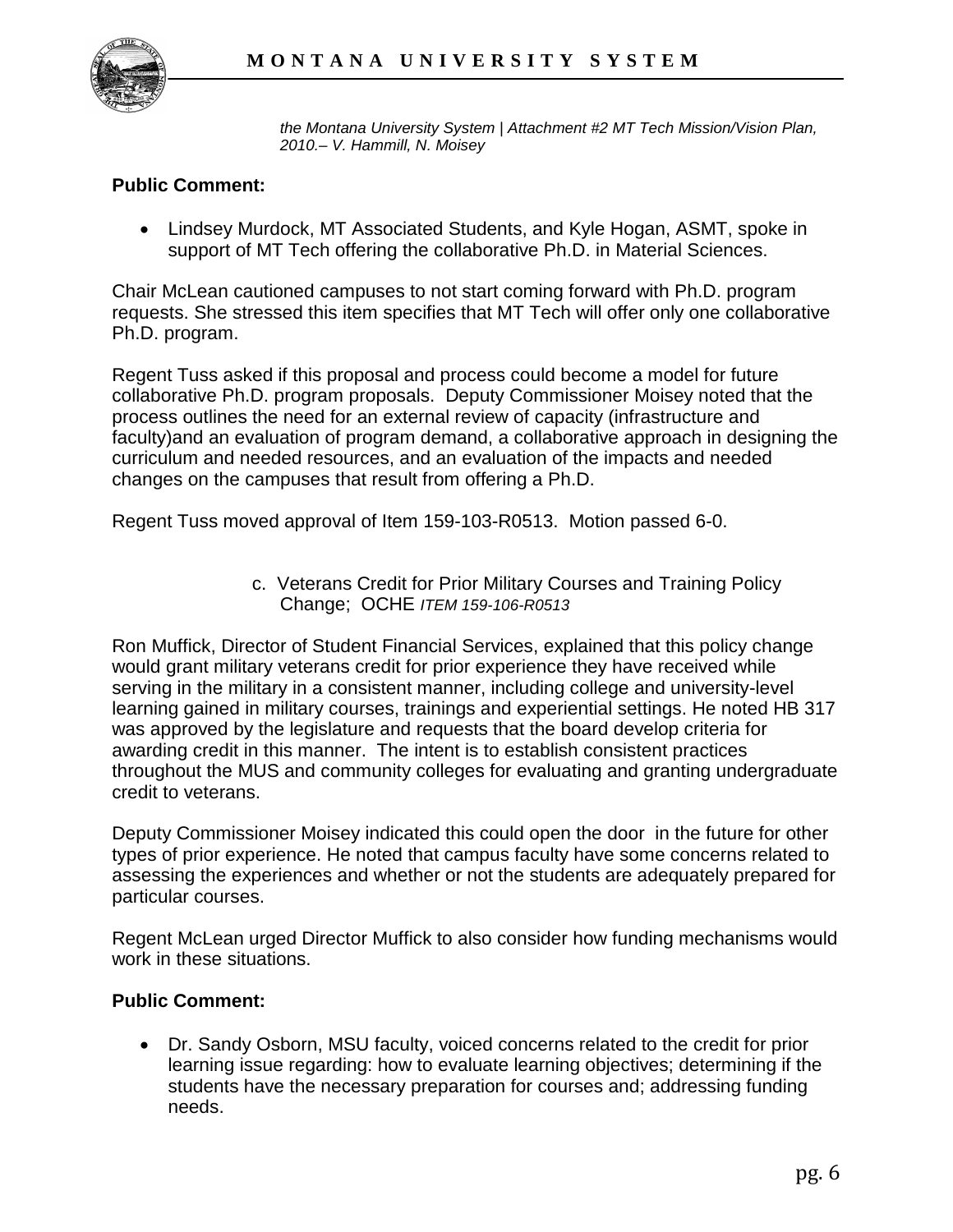*the Montana University System | Attachment #2 MT Tech Mission/Vision Plan, 2010.– V. Hammill, N. Moisey*

**Public Comment:**

- Lindsey Murdock, MT Associated Students, and Kyle Hogan, ASMT, spoke in support of MT Tech offering the collaborative Ph.D. in Material Sciences.

Chair McLean cautioned campuses to not start coming forward with Ph.D. program requests. She stressed this item specifies that MT Tech will offer only one collaborative Ph.D. program.

Regent Tuss asked if this proposal and process could become a model for future collaborative Ph.D. program proposals. Deputy Commissioner Moisey noted that the process outlines the need for an external review of capacity (infrastructure and faculty)and an evaluation of program demand, a collaborative approach in designing the curriculum and needed resources, and an evaluation of the impacts and needed changes on the campuses that result from offering a Ph.D.

Regent Tuss moved approval of Item 159-103-R0513. Motion passed 6-0.

c. Veterans Credit for Prior Military Courses and Training Policy Change; OCHE *ITEM 159-106-R0513*

Ron Muffick, Director of Student Financial Services, explained that this policy change would grant military veterans credit for prior experience they have received while serving in the military in a consistent manner, including college and university-level learning gained in military courses, trainings and experiential settings. He noted HB 317 was approved by the legislature and requests that the board develop criteria for awarding credit in this manner. The intent is to establish consistent practices throughout the MUS and community colleges for evaluating and granting undergraduate credit to veterans.

Deputy Commissioner Moisey indicated this could open the door in the future for other types of prior experience. He noted that campus faculty have some concerns related to assessing the experiences and whether or not the students are adequately prepared for particular courses.

Regent McLean urged Director Muffick to also consider how funding mechanisms would work in these situations.

**Public Comment:**

- Dr. Sandy Osborn, MSU faculty, voiced concerns related to the credit for prior learning issue regarding: how to evaluate learning objectives; determining if the students have the necessary preparation for courses and; addressing funding needs.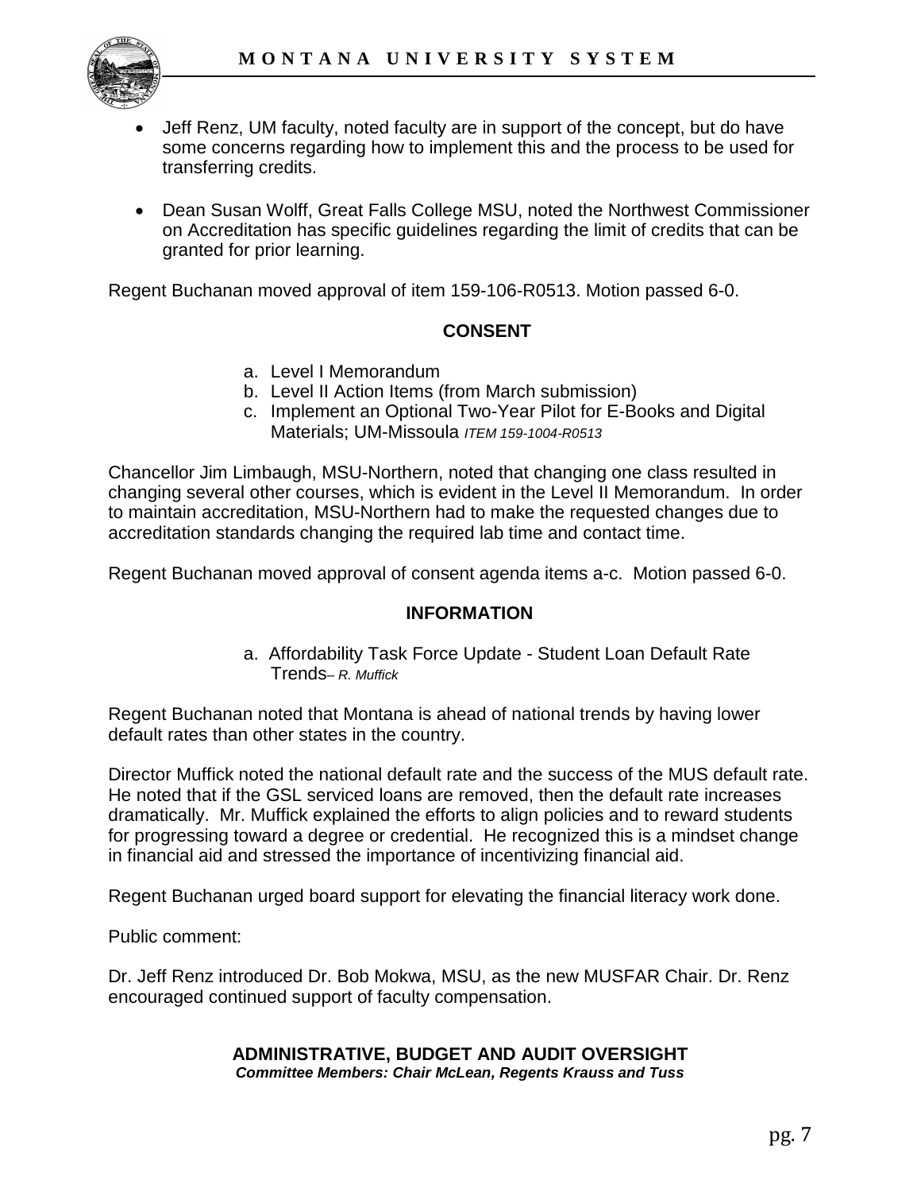- Jeff Renz, UM faculty, noted faculty are in support of the concept, but do have some concerns regarding how to implement this and the process to be used for transferring credits.

- Dean Susan Wolff, Great Falls College MSU, noted the Northwest Commissioner on Accreditation has specific guidelines regarding the limit of credits that can be granted for prior learning.

Regent Buchanan moved approval of item 159-106-R0513. Motion passed 6-0.

**CONSENT**

a. Level I Memorandum
b. Level II Action Items (from March submission)
c. Implement an Optional Two-Year Pilot for E-Books and Digital Materials; UM-Missoula *ITEM 159-1004-R0513*

Chancellor Jim Limbaugh, MSU-Northern, noted that changing one class resulted in changing several other courses, which is evident in the Level II Memorandum. In order to maintain accreditation, MSU-Northern had to make the requested changes due to accreditation standards changing the required lab time and contact time.

Regent Buchanan moved approval of consent agenda items a-c. Motion passed 6-0.

**INFORMATION**

a. Affordability Task Force Update - Student Loan Default Rate Trends*– R. Muffick*

Regent Buchanan noted that Montana is ahead of national trends by having lower default rates than other states in the country.

Director Muffick noted the national default rate and the success of the MUS default rate. He noted that if the GSL serviced loans are removed, then the default rate increases dramatically. Mr. Muffick explained the efforts to align policies and to reward students for progressing toward a degree or credential. He recognized this is a mindset change in financial aid and stressed the importance of incentivizing financial aid.

Regent Buchanan urged board support for elevating the financial literacy work done.

Public comment:

Dr. Jeff Renz introduced Dr. Bob Mokwa, MSU, as the new MUSFAR Chair. Dr. Renz encouraged continued support of faculty compensation.

**ADMINISTRATIVE, BUDGET AND AUDIT OVERSIGHT**
***Committee Members: Chair McLean, Regents Krauss and Tuss***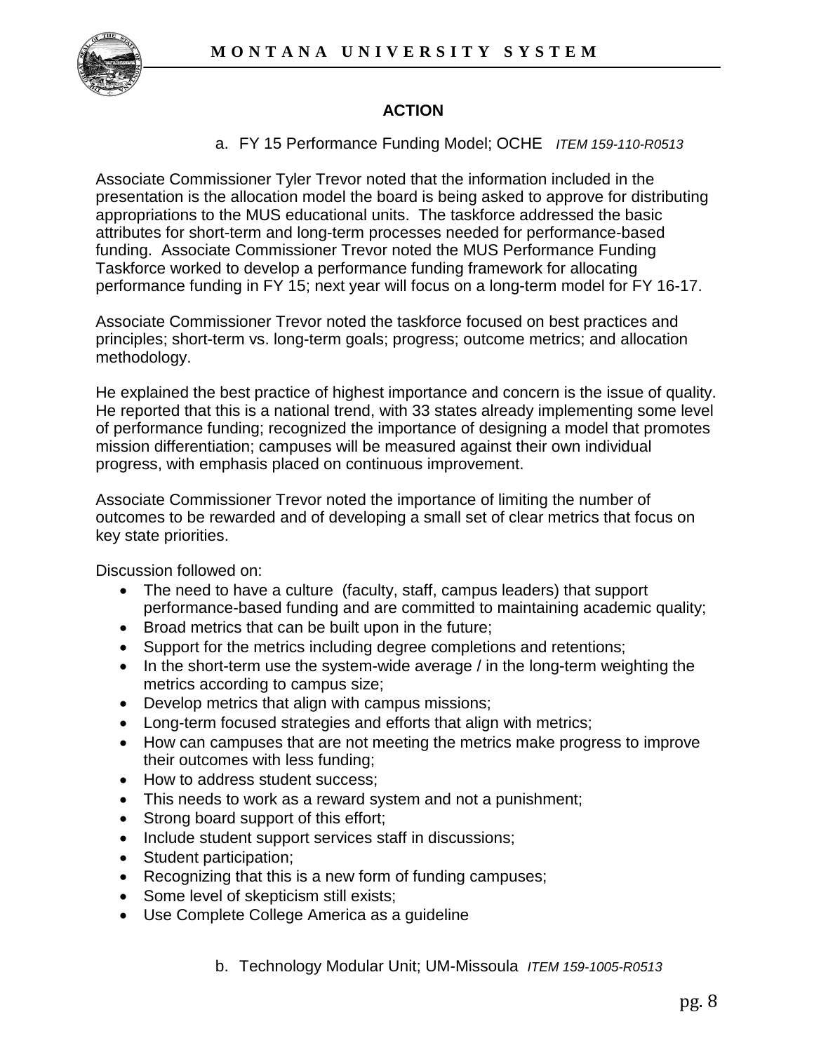## ACTION

a. FY 15 Performance Funding Model; OCHE *ITEM 159-110-R0513*

Associate Commissioner Tyler Trevor noted that the information included in the presentation is the allocation model the board is being asked to approve for distributing appropriations to the MUS educational units. The taskforce addressed the basic attributes for short-term and long-term processes needed for performance-based funding. Associate Commissioner Trevor noted the MUS Performance Funding Taskforce worked to develop a performance funding framework for allocating performance funding in FY 15; next year will focus on a long-term model for FY 16-17.

Associate Commissioner Trevor noted the taskforce focused on best practices and principles; short-term vs. long-term goals; progress; outcome metrics; and allocation methodology.

He explained the best practice of highest importance and concern is the issue of quality. He reported that this is a national trend, with 33 states already implementing some level of performance funding; recognized the importance of designing a model that promotes mission differentiation; campuses will be measured against their own individual progress, with emphasis placed on continuous improvement.

Associate Commissioner Trevor noted the importance of limiting the number of outcomes to be rewarded and of developing a small set of clear metrics that focus on key state priorities.

Discussion followed on:

- The need to have a culture (faculty, staff, campus leaders) that support performance-based funding and are committed to maintaining academic quality;
- Broad metrics that can be built upon in the future;
- Support for the metrics including degree completions and retentions;
- In the short-term use the system-wide average / in the long-term weighting the metrics according to campus size;
- Develop metrics that align with campus missions;
- Long-term focused strategies and efforts that align with metrics;
- How can campuses that are not meeting the metrics make progress to improve their outcomes with less funding;
- How to address student success;
- This needs to work as a reward system and not a punishment;
- Strong board support of this effort;
- Include student support services staff in discussions;
- Student participation;
- Recognizing that this is a new form of funding campuses;
- Some level of skepticism still exists;
- Use Complete College America as a guideline

b. Technology Modular Unit; UM-Missoula *ITEM 159-1005-R0513*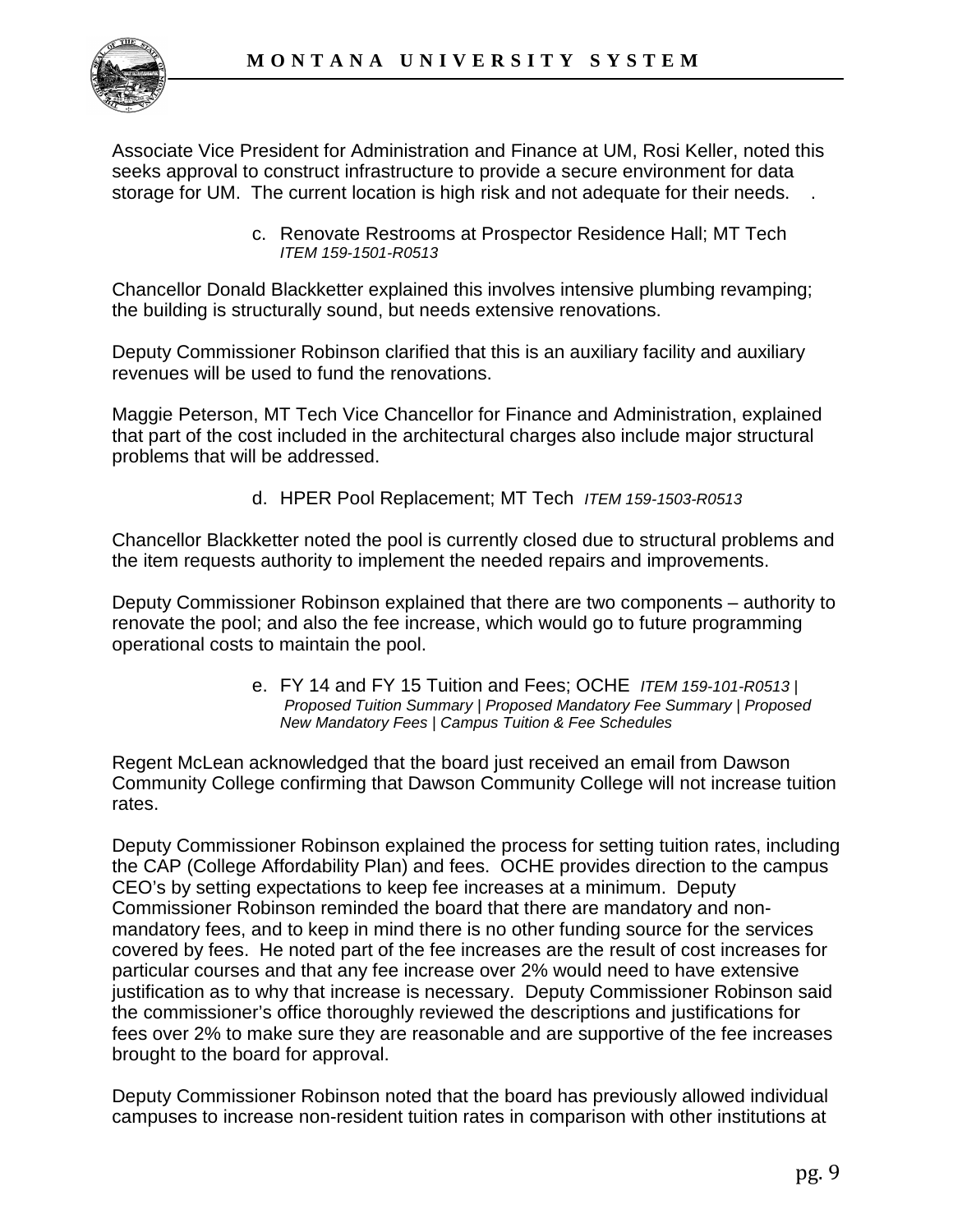Associate Vice President for Administration and Finance at UM, Rosi Keller, noted this seeks approval to construct infrastructure to provide a secure environment for data storage for UM. The current location is high risk and not adequate for their needs. .

c. Renovate Restrooms at Prospector Residence Hall; MT Tech *ITEM 159-1501-R0513*

Chancellor Donald Blackketter explained this involves intensive plumbing revamping; the building is structurally sound, but needs extensive renovations.

Deputy Commissioner Robinson clarified that this is an auxiliary facility and auxiliary revenues will be used to fund the renovations.

Maggie Peterson, MT Tech Vice Chancellor for Finance and Administration, explained that part of the cost included in the architectural charges also include major structural problems that will be addressed.

d. HPER Pool Replacement; MT Tech *ITEM 159-1503-R0513*

Chancellor Blackketter noted the pool is currently closed due to structural problems and the item requests authority to implement the needed repairs and improvements.

Deputy Commissioner Robinson explained that there are two components – authority to renovate the pool; and also the fee increase, which would go to future programming operational costs to maintain the pool.

e. FY 14 and FY 15 Tuition and Fees; OCHE *ITEM 159-101-R0513 | Proposed Tuition Summary | Proposed Mandatory Fee Summary | Proposed New Mandatory Fees | Campus Tuition & Fee Schedules*

Regent McLean acknowledged that the board just received an email from Dawson Community College confirming that Dawson Community College will not increase tuition rates.

Deputy Commissioner Robinson explained the process for setting tuition rates, including the CAP (College Affordability Plan) and fees. OCHE provides direction to the campus CEO's by setting expectations to keep fee increases at a minimum. Deputy Commissioner Robinson reminded the board that there are mandatory and non-mandatory fees, and to keep in mind there is no other funding source for the services covered by fees. He noted part of the fee increases are the result of cost increases for particular courses and that any fee increase over 2% would need to have extensive justification as to why that increase is necessary. Deputy Commissioner Robinson said the commissioner's office thoroughly reviewed the descriptions and justifications for fees over 2% to make sure they are reasonable and are supportive of the fee increases brought to the board for approval.

Deputy Commissioner Robinson noted that the board has previously allowed individual campuses to increase non-resident tuition rates in comparison with other institutions at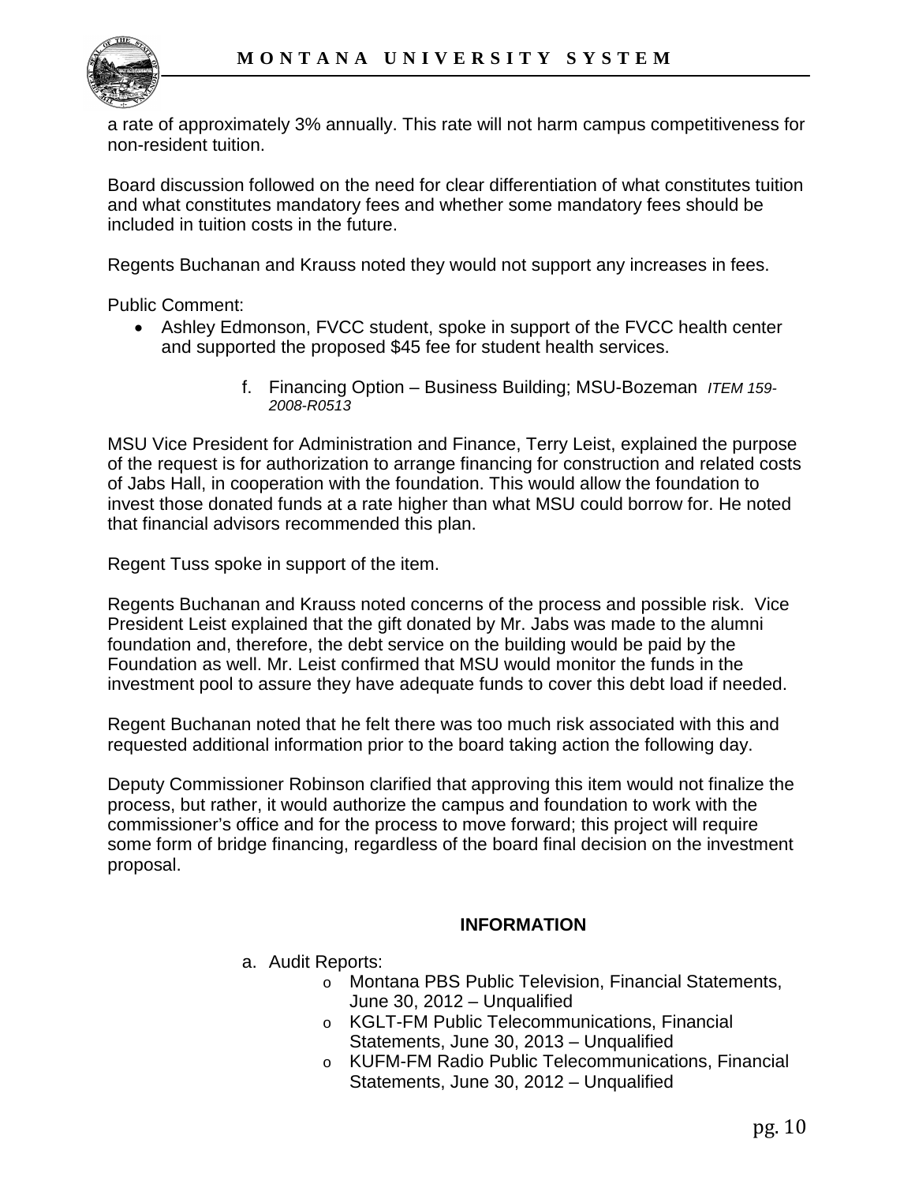a rate of approximately 3% annually. This rate will not harm campus competitiveness for non-resident tuition.

Board discussion followed on the need for clear differentiation of what constitutes tuition and what constitutes mandatory fees and whether some mandatory fees should be included in tuition costs in the future.

Regents Buchanan and Krauss noted they would not support any increases in fees.

Public Comment:

- Ashley Edmonson, FVCC student, spoke in support of the FVCC health center and supported the proposed $45 fee for student health services.

f. Financing Option – Business Building; MSU-Bozeman *ITEM 159-2008-R0513*

MSU Vice President for Administration and Finance, Terry Leist, explained the purpose of the request is for authorization to arrange financing for construction and related costs of Jabs Hall, in cooperation with the foundation. This would allow the foundation to invest those donated funds at a rate higher than what MSU could borrow for. He noted that financial advisors recommended this plan.

Regent Tuss spoke in support of the item.

Regents Buchanan and Krauss noted concerns of the process and possible risk. Vice President Leist explained that the gift donated by Mr. Jabs was made to the alumni foundation and, therefore, the debt service on the building would be paid by the Foundation as well. Mr. Leist confirmed that MSU would monitor the funds in the investment pool to assure they have adequate funds to cover this debt load if needed.

Regent Buchanan noted that he felt there was too much risk associated with this and requested additional information prior to the board taking action the following day.

Deputy Commissioner Robinson clarified that approving this item would not finalize the process, but rather, it would authorize the campus and foundation to work with the commissioner's office and for the process to move forward; this project will require some form of bridge financing, regardless of the board final decision on the investment proposal.

**INFORMATION**

a. Audit Reports:
   - Montana PBS Public Television, Financial Statements, June 30, 2012 – Unqualified
   - KGLT-FM Public Telecommunications, Financial Statements, June 30, 2013 – Unqualified
   - KUFM-FM Radio Public Telecommunications, Financial Statements, June 30, 2012 – Unqualified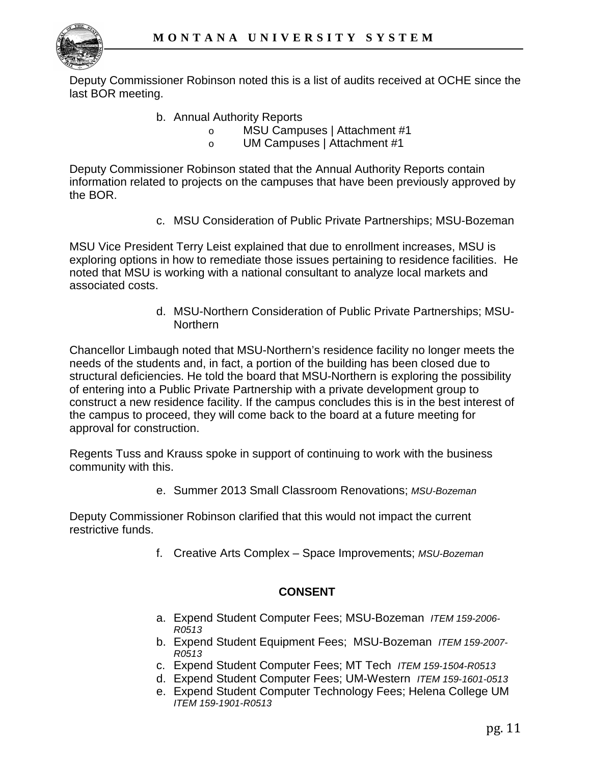Deputy Commissioner Robinson noted this is a list of audits received at OCHE since the last BOR meeting.

b. Annual Authority Reports
   - MSU Campuses | Attachment #1
   - UM Campuses | Attachment #1

Deputy Commissioner Robinson stated that the Annual Authority Reports contain information related to projects on the campuses that have been previously approved by the BOR.

c. MSU Consideration of Public Private Partnerships; MSU-Bozeman

MSU Vice President Terry Leist explained that due to enrollment increases, MSU is exploring options in how to remediate those issues pertaining to residence facilities. He noted that MSU is working with a national consultant to analyze local markets and associated costs.

d. MSU-Northern Consideration of Public Private Partnerships; MSU-Northern

Chancellor Limbaugh noted that MSU-Northern's residence facility no longer meets the needs of the students and, in fact, a portion of the building has been closed due to structural deficiencies. He told the board that MSU-Northern is exploring the possibility of entering into a Public Private Partnership with a private development group to construct a new residence facility. If the campus concludes this is in the best interest of the campus to proceed, they will come back to the board at a future meeting for approval for construction.

Regents Tuss and Krauss spoke in support of continuing to work with the business community with this.

e. Summer 2013 Small Classroom Renovations; *MSU-Bozeman*

Deputy Commissioner Robinson clarified that this would not impact the current restrictive funds.

f. Creative Arts Complex – Space Improvements; *MSU-Bozeman*

**CONSENT**

a. Expend Student Computer Fees; MSU-Bozeman *ITEM 159-2006-R0513*
b. Expend Student Equipment Fees; MSU-Bozeman *ITEM 159-2007-R0513*
c. Expend Student Computer Fees; MT Tech *ITEM 159-1504-R0513*
d. Expend Student Computer Fees; UM-Western *ITEM 159-1601-0513*
e. Expend Student Computer Technology Fees; Helena College UM *ITEM 159-1901-R0513*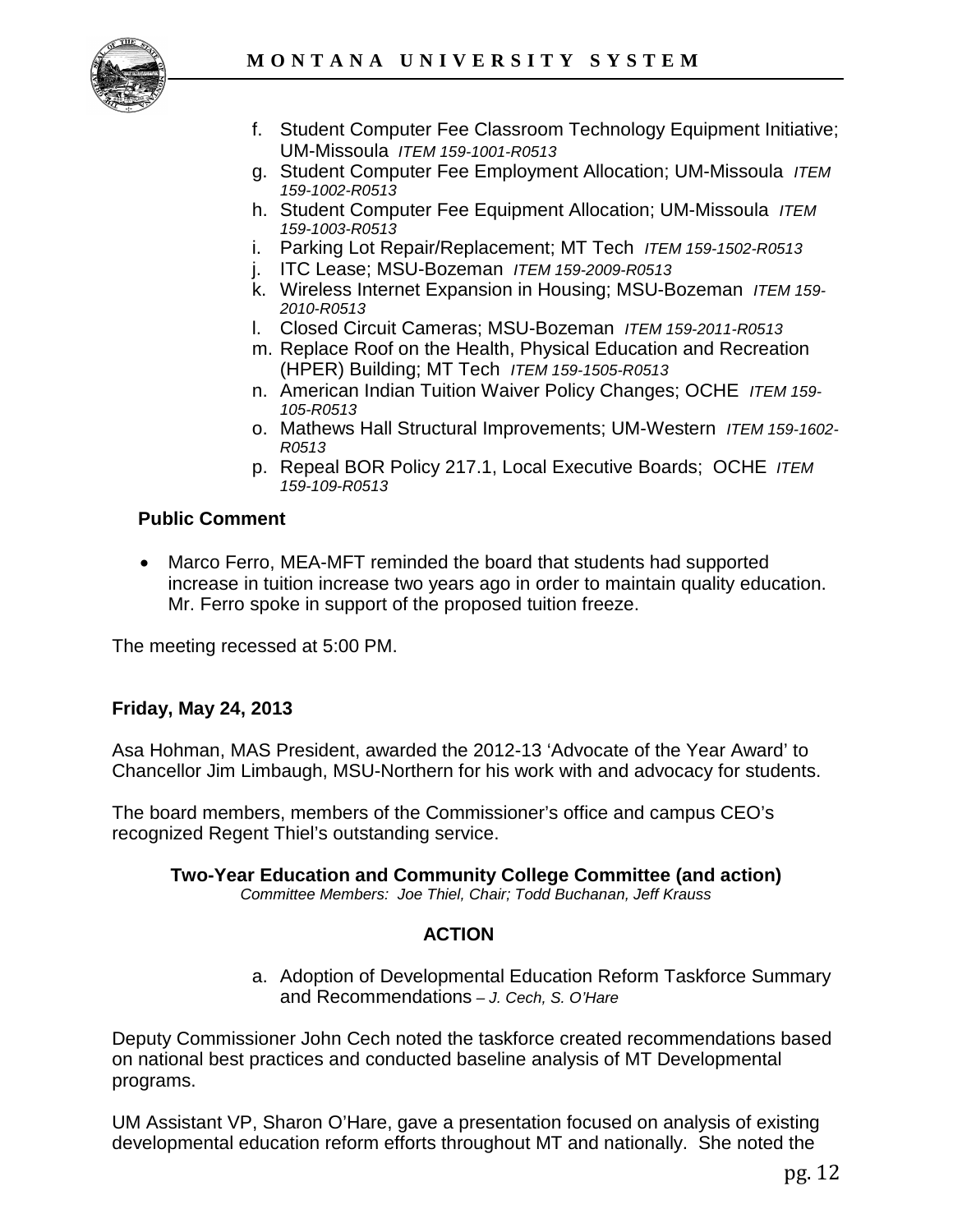f. Student Computer Fee Classroom Technology Equipment Initiative; UM-Missoula *ITEM 159-1001-R0513*
g. Student Computer Fee Employment Allocation; UM-Missoula *ITEM 159-1002-R0513*
h. Student Computer Fee Equipment Allocation; UM-Missoula *ITEM 159-1003-R0513*
i. Parking Lot Repair/Replacement; MT Tech *ITEM 159-1502-R0513*
j. ITC Lease; MSU-Bozeman *ITEM 159-2009-R0513*
k. Wireless Internet Expansion in Housing; MSU-Bozeman *ITEM 159-2010-R0513*
l. Closed Circuit Cameras; MSU-Bozeman *ITEM 159-2011-R0513*
m. Replace Roof on the Health, Physical Education and Recreation (HPER) Building; MT Tech *ITEM 159-1505-R0513*
n. American Indian Tuition Waiver Policy Changes; OCHE *ITEM 159-105-R0513*
o. Mathews Hall Structural Improvements; UM-Western *ITEM 159-1602-R0513*
p. Repeal BOR Policy 217.1, Local Executive Boards; OCHE *ITEM 159-109-R0513*

**Public Comment**

- Marco Ferro, MEA-MFT reminded the board that students had supported increase in tuition increase two years ago in order to maintain quality education. Mr. Ferro spoke in support of the proposed tuition freeze.

The meeting recessed at 5:00 PM.

**Friday, May 24, 2013**

Asa Hohman, MAS President, awarded the 2012-13 'Advocate of the Year Award' to Chancellor Jim Limbaugh, MSU-Northern for his work with and advocacy for students.

The board members, members of the Commissioner's office and campus CEO's recognized Regent Thiel's outstanding service.

**Two-Year Education and Community College Committee (and action)**
*Committee Members: Joe Thiel, Chair; Todd Buchanan, Jeff Krauss*

**ACTION**

a. Adoption of Developmental Education Reform Taskforce Summary and Recommendations *– J. Cech, S. O'Hare*

Deputy Commissioner John Cech noted the taskforce created recommendations based on national best practices and conducted baseline analysis of MT Developmental programs.

UM Assistant VP, Sharon O'Hare, gave a presentation focused on analysis of existing developmental education reform efforts throughout MT and nationally. She noted the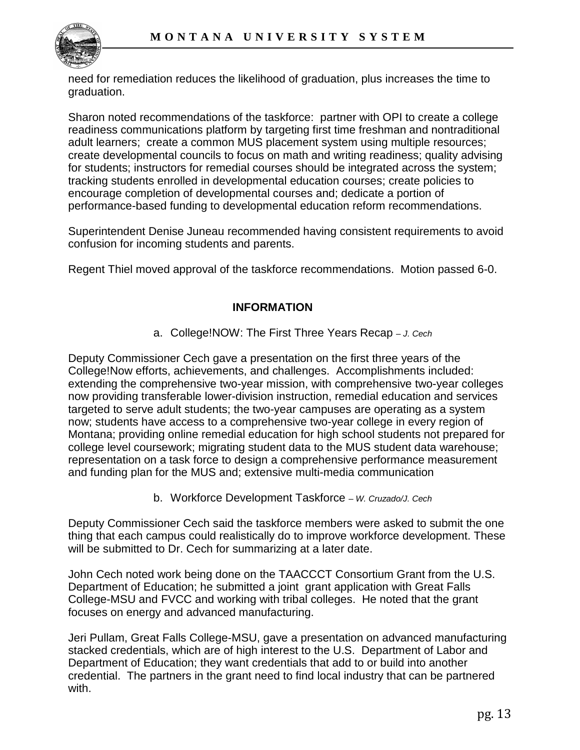need for remediation reduces the likelihood of graduation, plus increases the time to graduation.

Sharon noted recommendations of the taskforce: partner with OPI to create a college readiness communications platform by targeting first time freshman and nontraditional adult learners; create a common MUS placement system using multiple resources; create developmental councils to focus on math and writing readiness; quality advising for students; instructors for remedial courses should be integrated across the system; tracking students enrolled in developmental education courses; create policies to encourage completion of developmental courses and; dedicate a portion of performance-based funding to developmental education reform recommendations.

Superintendent Denise Juneau recommended having consistent requirements to avoid confusion for incoming students and parents.

Regent Thiel moved approval of the taskforce recommendations. Motion passed 6-0.

## INFORMATION

a. College!NOW: The First Three Years Recap – *J. Cech*

Deputy Commissioner Cech gave a presentation on the first three years of the College!Now efforts, achievements, and challenges. Accomplishments included: extending the comprehensive two-year mission, with comprehensive two-year colleges now providing transferable lower-division instruction, remedial education and services targeted to serve adult students; the two-year campuses are operating as a system now; students have access to a comprehensive two-year college in every region of Montana; providing online remedial education for high school students not prepared for college level coursework; migrating student data to the MUS student data warehouse; representation on a task force to design a comprehensive performance measurement and funding plan for the MUS and; extensive multi-media communication

b. Workforce Development Taskforce – *W. Cruzado/J. Cech*

Deputy Commissioner Cech said the taskforce members were asked to submit the one thing that each campus could realistically do to improve workforce development. These will be submitted to Dr. Cech for summarizing at a later date.

John Cech noted work being done on the TAACCCT Consortium Grant from the U.S. Department of Education; he submitted a joint grant application with Great Falls College-MSU and FVCC and working with tribal colleges. He noted that the grant focuses on energy and advanced manufacturing.

Jeri Pullam, Great Falls College-MSU, gave a presentation on advanced manufacturing stacked credentials, which are of high interest to the U.S. Department of Labor and Department of Education; they want credentials that add to or build into another credential. The partners in the grant need to find local industry that can be partnered with.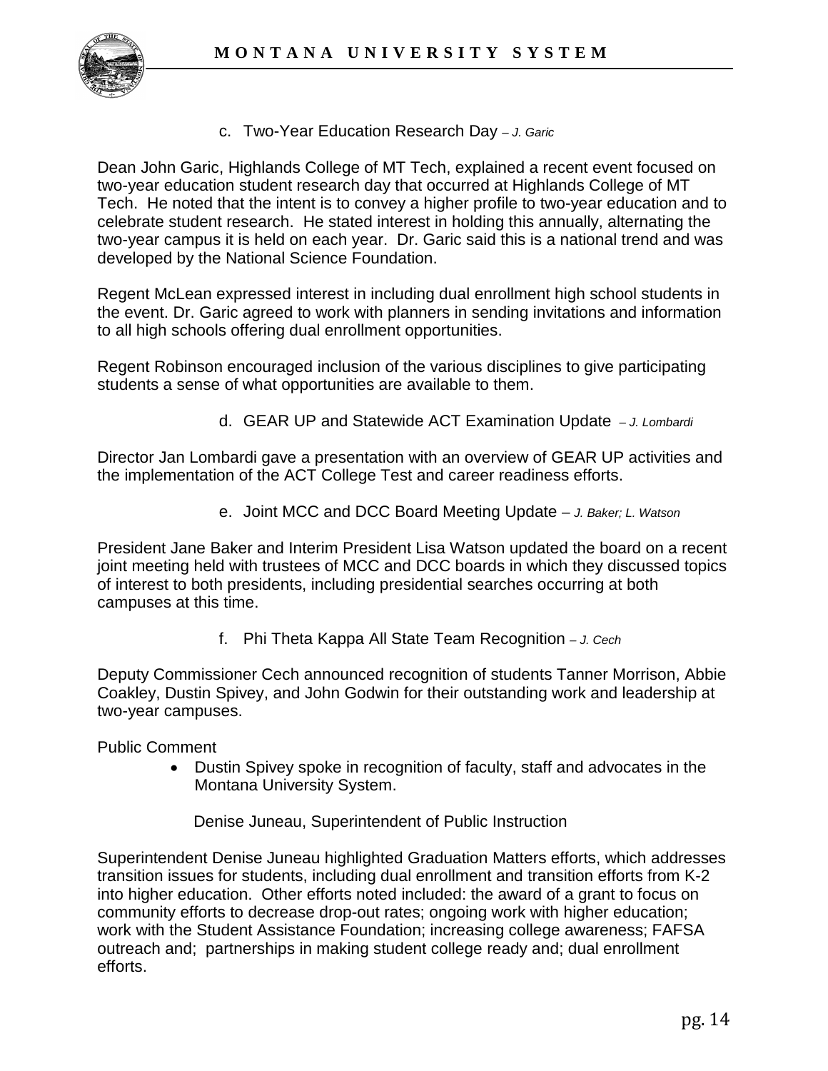c. Two-Year Education Research Day – *J. Garic*

Dean John Garic, Highlands College of MT Tech, explained a recent event focused on two-year education student research day that occurred at Highlands College of MT Tech. He noted that the intent is to convey a higher profile to two-year education and to celebrate student research. He stated interest in holding this annually, alternating the two-year campus it is held on each year. Dr. Garic said this is a national trend and was developed by the National Science Foundation.

Regent McLean expressed interest in including dual enrollment high school students in the event. Dr. Garic agreed to work with planners in sending invitations and information to all high schools offering dual enrollment opportunities.

Regent Robinson encouraged inclusion of the various disciplines to give participating students a sense of what opportunities are available to them.

d. GEAR UP and Statewide ACT Examination Update – *J. Lombardi*

Director Jan Lombardi gave a presentation with an overview of GEAR UP activities and the implementation of the ACT College Test and career readiness efforts.

e. Joint MCC and DCC Board Meeting Update – *J. Baker; L. Watson*

President Jane Baker and Interim President Lisa Watson updated the board on a recent joint meeting held with trustees of MCC and DCC boards in which they discussed topics of interest to both presidents, including presidential searches occurring at both campuses at this time.

f. Phi Theta Kappa All State Team Recognition – *J. Cech*

Deputy Commissioner Cech announced recognition of students Tanner Morrison, Abbie Coakley, Dustin Spivey, and John Godwin for their outstanding work and leadership at two-year campuses.

Public Comment

- Dustin Spivey spoke in recognition of faculty, staff and advocates in the Montana University System.

Denise Juneau, Superintendent of Public Instruction

Superintendent Denise Juneau highlighted Graduation Matters efforts, which addresses transition issues for students, including dual enrollment and transition efforts from K-2 into higher education. Other efforts noted included: the award of a grant to focus on community efforts to decrease drop-out rates; ongoing work with higher education; work with the Student Assistance Foundation; increasing college awareness; FAFSA outreach and; partnerships in making student college ready and; dual enrollment efforts.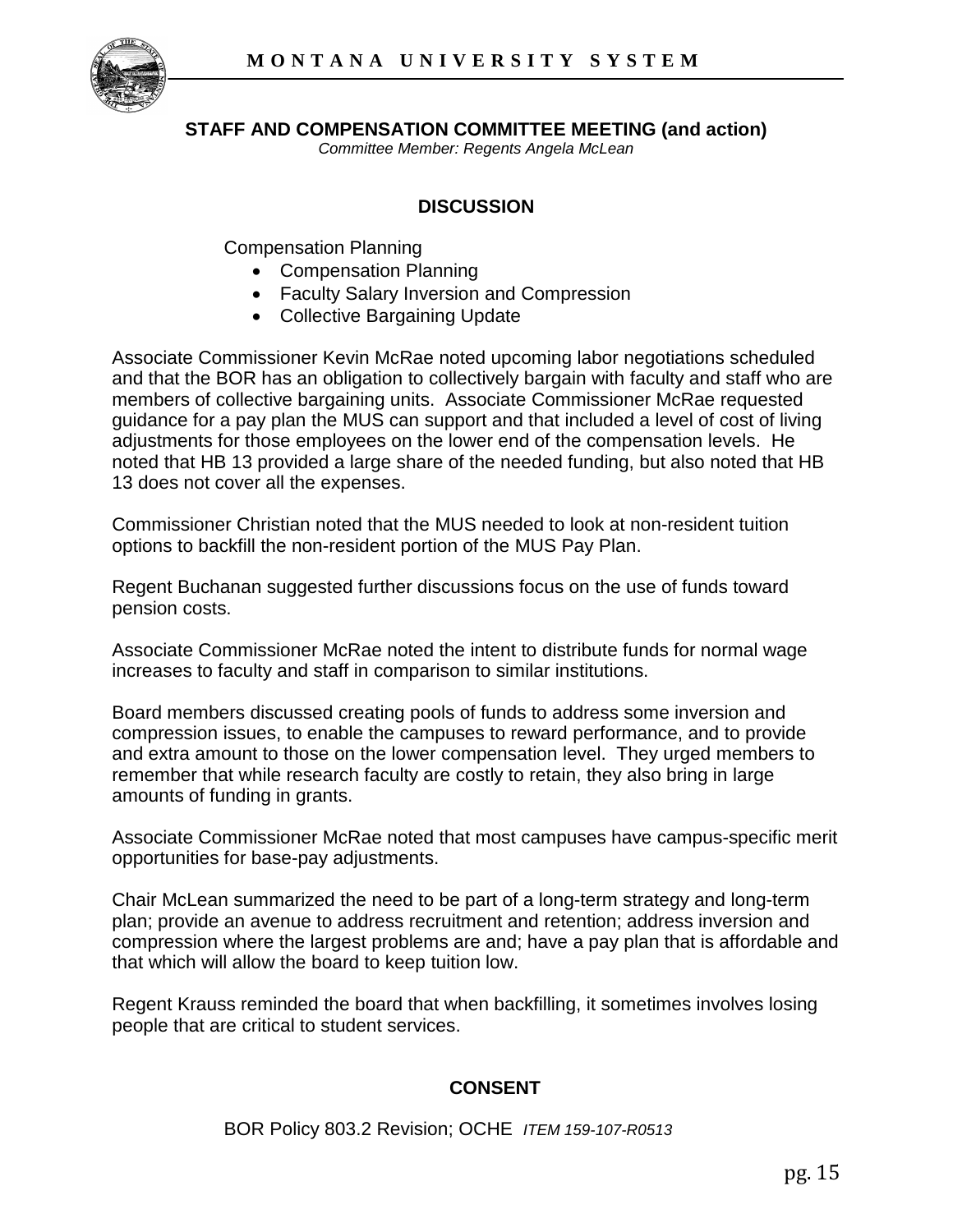## STAFF AND COMPENSATION COMMITTEE MEETING (and action)

*Committee Member: Regents Angela McLean*

### DISCUSSION

Compensation Planning

- Compensation Planning
- Faculty Salary Inversion and Compression
- Collective Bargaining Update

Associate Commissioner Kevin McRae noted upcoming labor negotiations scheduled and that the BOR has an obligation to collectively bargain with faculty and staff who are members of collective bargaining units. Associate Commissioner McRae requested guidance for a pay plan the MUS can support and that included a level of cost of living adjustments for those employees on the lower end of the compensation levels. He noted that HB 13 provided a large share of the needed funding, but also noted that HB 13 does not cover all the expenses.

Commissioner Christian noted that the MUS needed to look at non-resident tuition options to backfill the non-resident portion of the MUS Pay Plan.

Regent Buchanan suggested further discussions focus on the use of funds toward pension costs.

Associate Commissioner McRae noted the intent to distribute funds for normal wage increases to faculty and staff in comparison to similar institutions.

Board members discussed creating pools of funds to address some inversion and compression issues, to enable the campuses to reward performance, and to provide and extra amount to those on the lower compensation level. They urged members to remember that while research faculty are costly to retain, they also bring in large amounts of funding in grants.

Associate Commissioner McRae noted that most campuses have campus-specific merit opportunities for base-pay adjustments.

Chair McLean summarized the need to be part of a long-term strategy and long-term plan; provide an avenue to address recruitment and retention; address inversion and compression where the largest problems are and; have a pay plan that is affordable and that which will allow the board to keep tuition low.

Regent Krauss reminded the board that when backfilling, it sometimes involves losing people that are critical to student services.

### CONSENT

BOR Policy 803.2 Revision; OCHE *ITEM 159-107-R0513*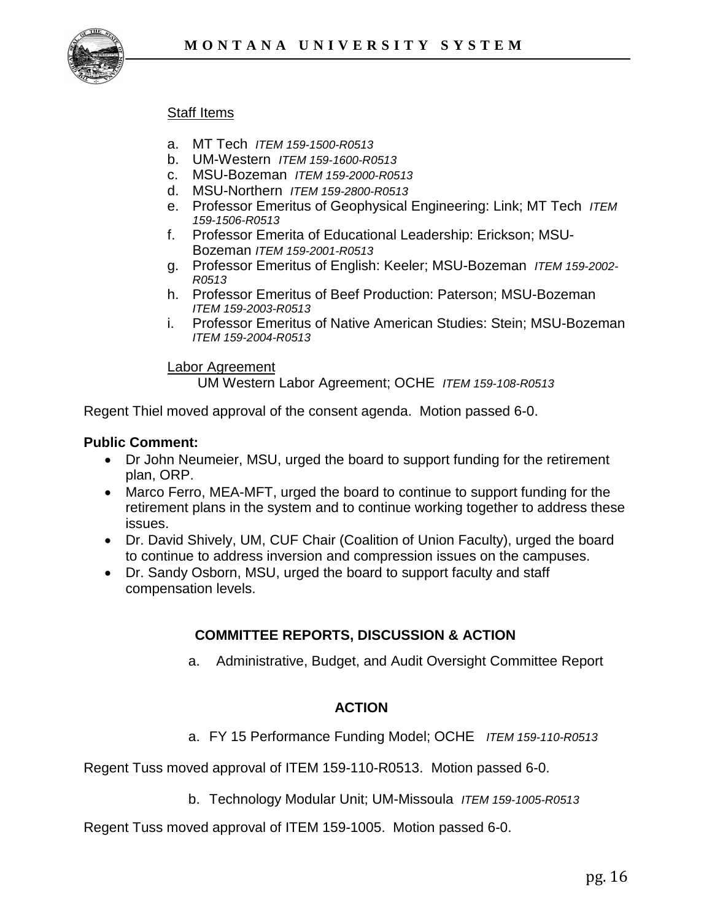Staff Items

a. MT Tech *ITEM 159-1500-R0513*
b. UM-Western *ITEM 159-1600-R0513*
c. MSU-Bozeman *ITEM 159-2000-R0513*
d. MSU-Northern *ITEM 159-2800-R0513*
e. Professor Emeritus of Geophysical Engineering: Link; MT Tech *ITEM 159-1506-R0513*
f. Professor Emerita of Educational Leadership: Erickson; MSU-Bozeman *ITEM 159-2001-R0513*
g. Professor Emeritus of English: Keeler; MSU-Bozeman *ITEM 159-2002-R0513*
h. Professor Emeritus of Beef Production: Paterson; MSU-Bozeman *ITEM 159-2003-R0513*
i. Professor Emeritus of Native American Studies: Stein; MSU-Bozeman *ITEM 159-2004-R0513*

Labor Agreement

UM Western Labor Agreement; OCHE *ITEM 159-108-R0513*

Regent Thiel moved approval of the consent agenda. Motion passed 6-0.

**Public Comment:**

- Dr John Neumeier, MSU, urged the board to support funding for the retirement plan, ORP.
- Marco Ferro, MEA-MFT, urged the board to continue to support funding for the retirement plans in the system and to continue working together to address these issues.
- Dr. David Shively, UM, CUF Chair (Coalition of Union Faculty), urged the board to continue to address inversion and compression issues on the campuses.
- Dr. Sandy Osborn, MSU, urged the board to support faculty and staff compensation levels.

## COMMITTEE REPORTS, DISCUSSION & ACTION

a. Administrative, Budget, and Audit Oversight Committee Report

## ACTION

a. FY 15 Performance Funding Model; OCHE *ITEM 159-110-R0513*

Regent Tuss moved approval of ITEM 159-110-R0513. Motion passed 6-0.

b. Technology Modular Unit; UM-Missoula *ITEM 159-1005-R0513*

Regent Tuss moved approval of ITEM 159-1005. Motion passed 6-0.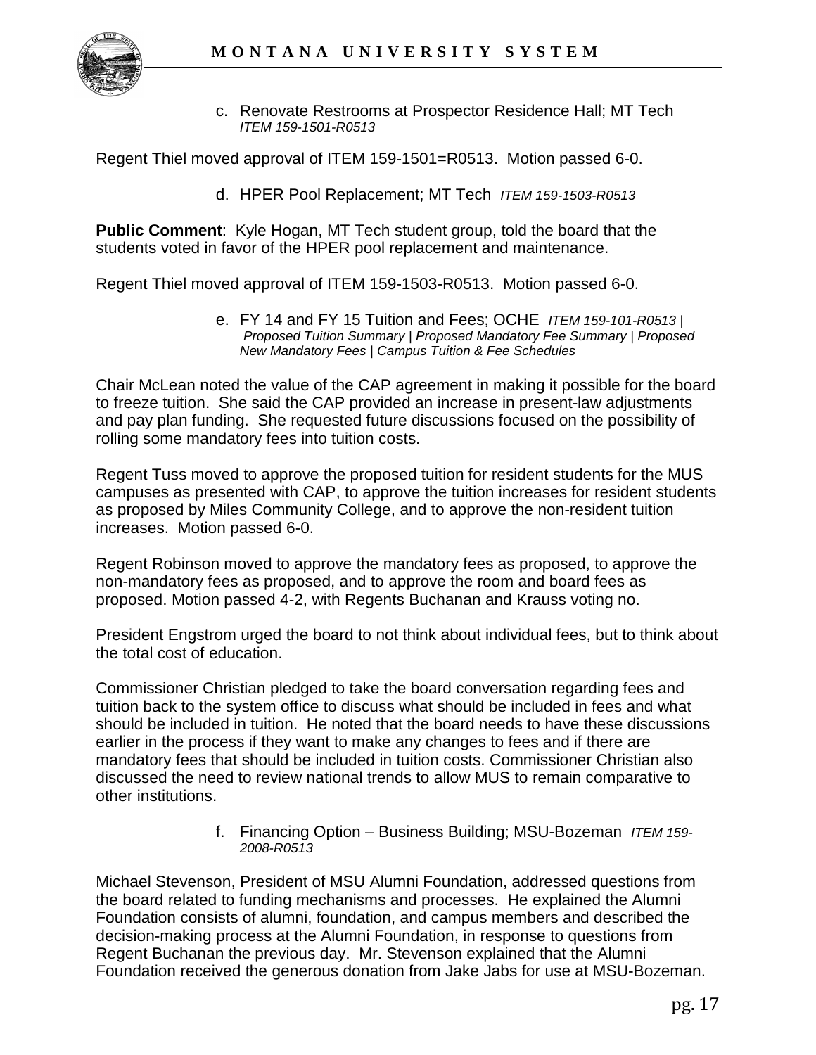c. Renovate Restrooms at Prospector Residence Hall; MT Tech *ITEM 159-1501-R0513*

Regent Thiel moved approval of ITEM 159-1501=R0513. Motion passed 6-0.

d. HPER Pool Replacement; MT Tech *ITEM 159-1503-R0513*

**Public Comment**: Kyle Hogan, MT Tech student group, told the board that the students voted in favor of the HPER pool replacement and maintenance.

Regent Thiel moved approval of ITEM 159-1503-R0513. Motion passed 6-0.

e. FY 14 and FY 15 Tuition and Fees; OCHE *ITEM 159-101-R0513 | Proposed Tuition Summary | Proposed Mandatory Fee Summary | Proposed New Mandatory Fees | Campus Tuition & Fee Schedules*

Chair McLean noted the value of the CAP agreement in making it possible for the board to freeze tuition. She said the CAP provided an increase in present-law adjustments and pay plan funding. She requested future discussions focused on the possibility of rolling some mandatory fees into tuition costs.

Regent Tuss moved to approve the proposed tuition for resident students for the MUS campuses as presented with CAP, to approve the tuition increases for resident students as proposed by Miles Community College, and to approve the non-resident tuition increases. Motion passed 6-0.

Regent Robinson moved to approve the mandatory fees as proposed, to approve the non-mandatory fees as proposed, and to approve the room and board fees as proposed. Motion passed 4-2, with Regents Buchanan and Krauss voting no.

President Engstrom urged the board to not think about individual fees, but to think about the total cost of education.

Commissioner Christian pledged to take the board conversation regarding fees and tuition back to the system office to discuss what should be included in fees and what should be included in tuition. He noted that the board needs to have these discussions earlier in the process if they want to make any changes to fees and if there are mandatory fees that should be included in tuition costs. Commissioner Christian also discussed the need to review national trends to allow MUS to remain comparative to other institutions.

f. Financing Option – Business Building; MSU-Bozeman *ITEM 159-2008-R0513*

Michael Stevenson, President of MSU Alumni Foundation, addressed questions from the board related to funding mechanisms and processes. He explained the Alumni Foundation consists of alumni, foundation, and campus members and described the decision-making process at the Alumni Foundation, in response to questions from Regent Buchanan the previous day. Mr. Stevenson explained that the Alumni Foundation received the generous donation from Jake Jabs for use at MSU-Bozeman.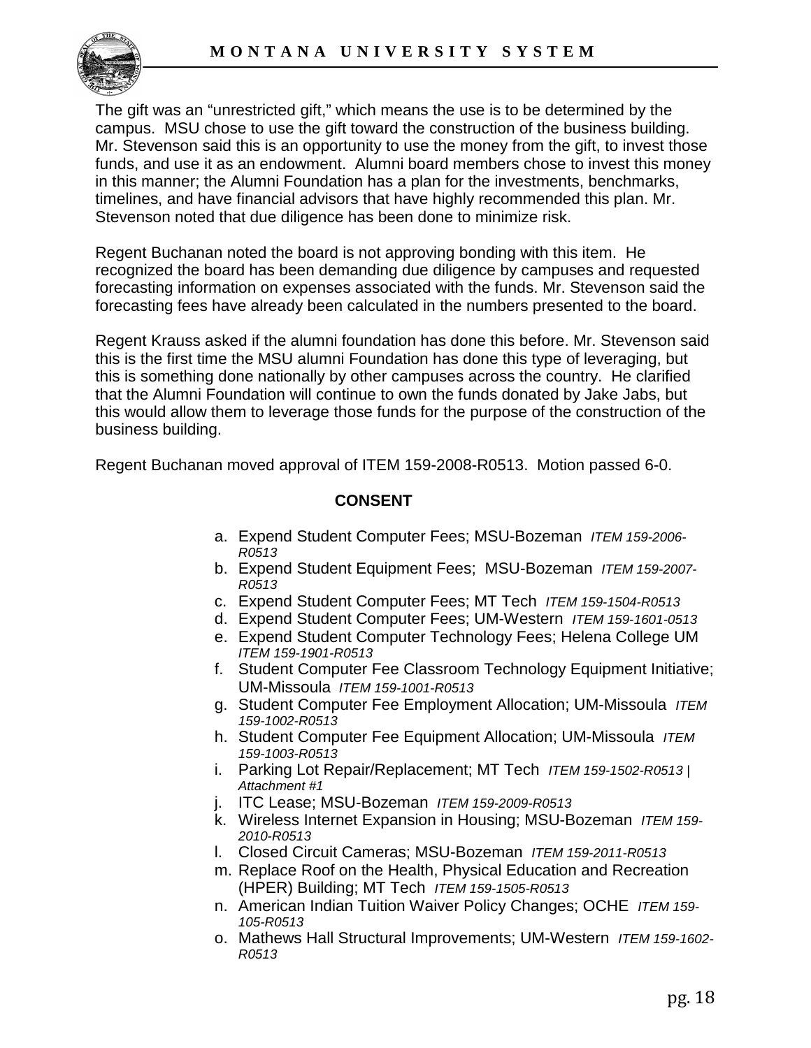The gift was an "unrestricted gift," which means the use is to be determined by the campus. MSU chose to use the gift toward the construction of the business building. Mr. Stevenson said this is an opportunity to use the money from the gift, to invest those funds, and use it as an endowment. Alumni board members chose to invest this money in this manner; the Alumni Foundation has a plan for the investments, benchmarks, timelines, and have financial advisors that have highly recommended this plan. Mr. Stevenson noted that due diligence has been done to minimize risk.

Regent Buchanan noted the board is not approving bonding with this item. He recognized the board has been demanding due diligence by campuses and requested forecasting information on expenses associated with the funds. Mr. Stevenson said the forecasting fees have already been calculated in the numbers presented to the board.

Regent Krauss asked if the alumni foundation has done this before. Mr. Stevenson said this is the first time the MSU alumni Foundation has done this type of leveraging, but this is something done nationally by other campuses across the country. He clarified that the Alumni Foundation will continue to own the funds donated by Jake Jabs, but this would allow them to leverage those funds for the purpose of the construction of the business building.

Regent Buchanan moved approval of ITEM 159-2008-R0513. Motion passed 6-0.

**CONSENT**

a. Expend Student Computer Fees; MSU-Bozeman *ITEM 159-2006-R0513*
b. Expend Student Equipment Fees; MSU-Bozeman *ITEM 159-2007-R0513*
c. Expend Student Computer Fees; MT Tech *ITEM 159-1504-R0513*
d. Expend Student Computer Fees; UM-Western *ITEM 159-1601-0513*
e. Expend Student Computer Technology Fees; Helena College UM *ITEM 159-1901-R0513*
f. Student Computer Fee Classroom Technology Equipment Initiative; UM-Missoula *ITEM 159-1001-R0513*
g. Student Computer Fee Employment Allocation; UM-Missoula *ITEM 159-1002-R0513*
h. Student Computer Fee Equipment Allocation; UM-Missoula *ITEM 159-1003-R0513*
i. Parking Lot Repair/Replacement; MT Tech *ITEM 159-1502-R0513 | Attachment #1*
j. ITC Lease; MSU-Bozeman *ITEM 159-2009-R0513*
k. Wireless Internet Expansion in Housing; MSU-Bozeman *ITEM 159-2010-R0513*
l. Closed Circuit Cameras; MSU-Bozeman *ITEM 159-2011-R0513*
m. Replace Roof on the Health, Physical Education and Recreation (HPER) Building; MT Tech *ITEM 159-1505-R0513*
n. American Indian Tuition Waiver Policy Changes; OCHE *ITEM 159-105-R0513*
o. Mathews Hall Structural Improvements; UM-Western *ITEM 159-1602-R0513*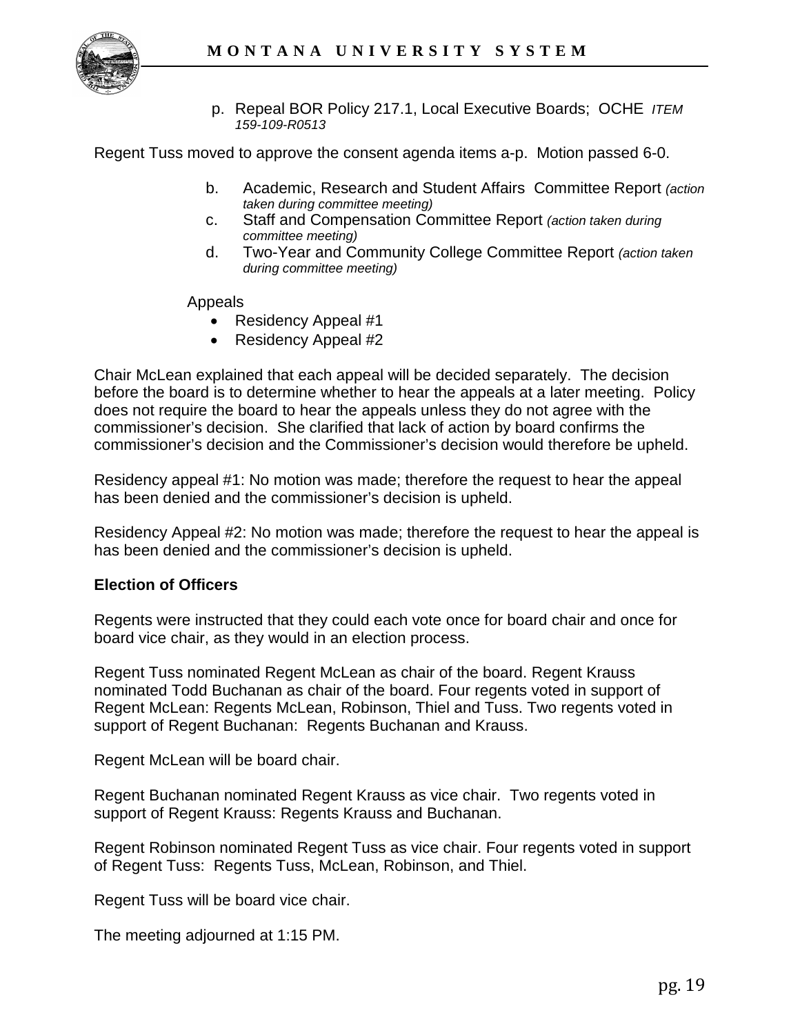p. Repeal BOR Policy 217.1, Local Executive Boards; OCHE *ITEM 159-109-R0513*

Regent Tuss moved to approve the consent agenda items a-p. Motion passed 6-0.

b. Academic, Research and Student Affairs Committee Report *(action taken during committee meeting)*
c. Staff and Compensation Committee Report *(action taken during committee meeting)*
d. Two-Year and Community College Committee Report *(action taken during committee meeting)*

Appeals

- Residency Appeal #1
- Residency Appeal #2

Chair McLean explained that each appeal will be decided separately. The decision before the board is to determine whether to hear the appeals at a later meeting. Policy does not require the board to hear the appeals unless they do not agree with the commissioner's decision. She clarified that lack of action by board confirms the commissioner's decision and the Commissioner's decision would therefore be upheld.

Residency appeal #1: No motion was made; therefore the request to hear the appeal has been denied and the commissioner's decision is upheld.

Residency Appeal #2: No motion was made; therefore the request to hear the appeal is has been denied and the commissioner's decision is upheld.

**Election of Officers**

Regents were instructed that they could each vote once for board chair and once for board vice chair, as they would in an election process.

Regent Tuss nominated Regent McLean as chair of the board. Regent Krauss nominated Todd Buchanan as chair of the board. Four regents voted in support of Regent McLean: Regents McLean, Robinson, Thiel and Tuss. Two regents voted in support of Regent Buchanan: Regents Buchanan and Krauss.

Regent McLean will be board chair.

Regent Buchanan nominated Regent Krauss as vice chair. Two regents voted in support of Regent Krauss: Regents Krauss and Buchanan.

Regent Robinson nominated Regent Tuss as vice chair. Four regents voted in support of Regent Tuss: Regents Tuss, McLean, Robinson, and Thiel.

Regent Tuss will be board vice chair.

The meeting adjourned at 1:15 PM.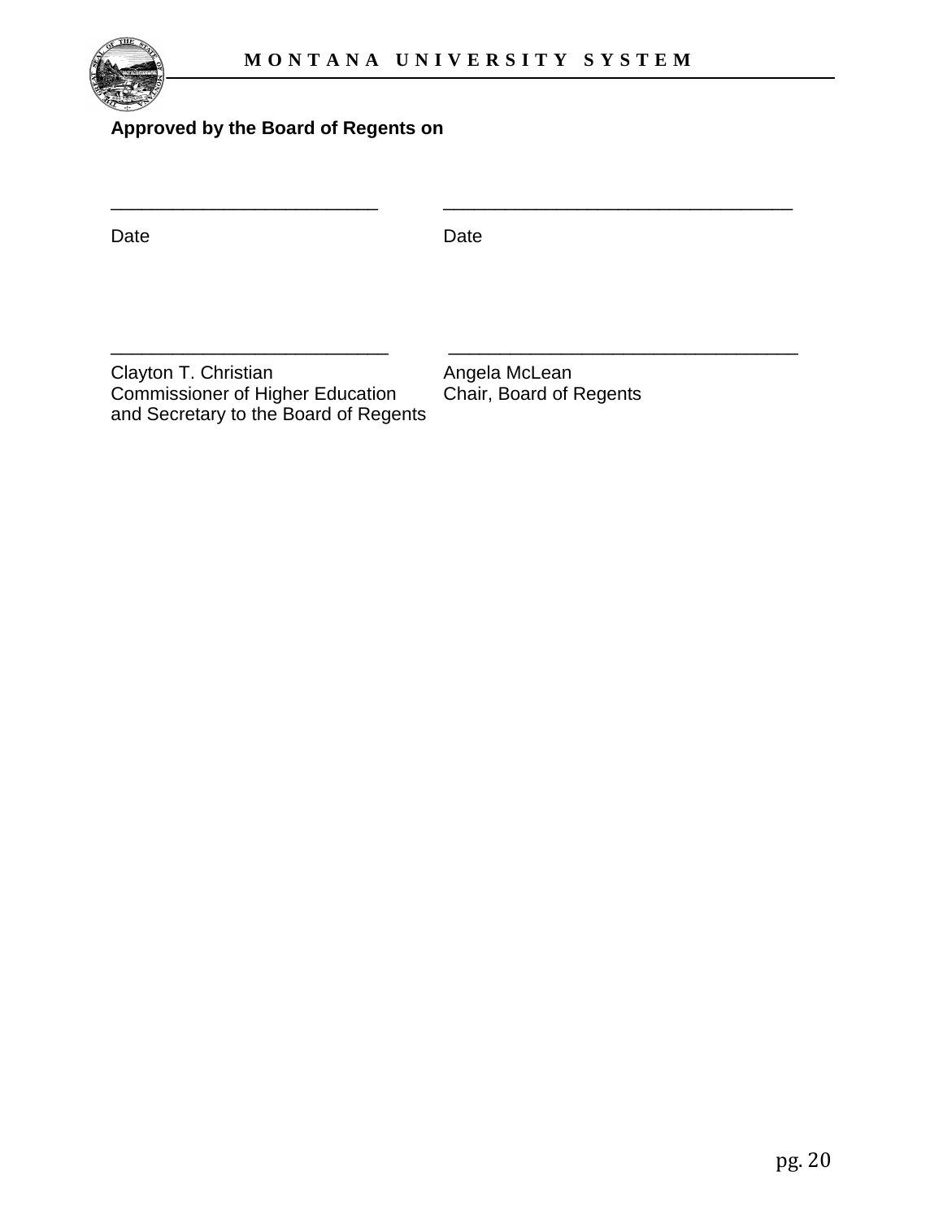**Approved by the Board of Regents on**

\_\_\_\_\_\_\_\_\_\_\_\_\_\_\_\_\_\_\_\_\_\_\_\_\_\_\_ \_\_\_\_\_\_\_\_\_\_\_\_\_\_\_\_\_\_\_\_\_\_\_\_\_\_\_\_\_\_\_\_\_\_\_

Date Date

\_\_\_\_\_\_\_\_\_\_\_\_\_\_\_\_\_\_\_\_\_\_\_\_\_\_\_\_ \_\_\_\_\_\_\_\_\_\_\_\_\_\_\_\_\_\_\_\_\_\_\_\_\_\_\_\_\_\_\_\_\_\_\_

Clayton T. Christian
Commissioner of Higher Education
and Secretary to the Board of Regents

Angela McLean
Chair, Board of Regents